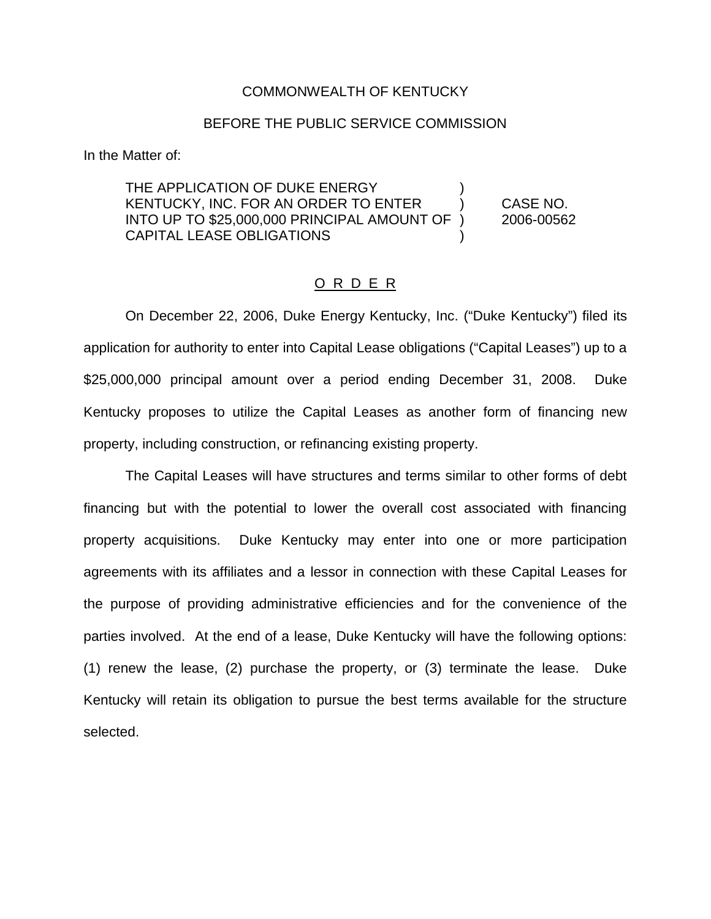COMMONWEALTH OF KENTUCKY

BEFORE THE PUBLIC SERVICE COMMISSION

In the Matter of:

| | | |
|---|---|---|
| THE APPLICATION OF DUKE ENERGY KENTUCKY, INC. FOR AN ORDER TO ENTER INTO UP TO $25,000,000 PRINCIPAL AMOUNT OF CAPITAL LEASE OBLIGATIONS | ) ) ) ) | CASE NO. 2006-00562 |

O R D E R

On December 22, 2006, Duke Energy Kentucky, Inc. ("Duke Kentucky") filed its application for authority to enter into Capital Lease obligations ("Capital Leases") up to a $25,000,000 principal amount over a period ending December 31, 2008. Duke Kentucky proposes to utilize the Capital Leases as another form of financing new property, including construction, or refinancing existing property.

The Capital Leases will have structures and terms similar to other forms of debt financing but with the potential to lower the overall cost associated with financing property acquisitions. Duke Kentucky may enter into one or more participation agreements with its affiliates and a lessor in connection with these Capital Leases for the purpose of providing administrative efficiencies and for the convenience of the parties involved. At the end of a lease, Duke Kentucky will have the following options: (1) renew the lease, (2) purchase the property, or (3) terminate the lease. Duke Kentucky will retain its obligation to pursue the best terms available for the structure selected.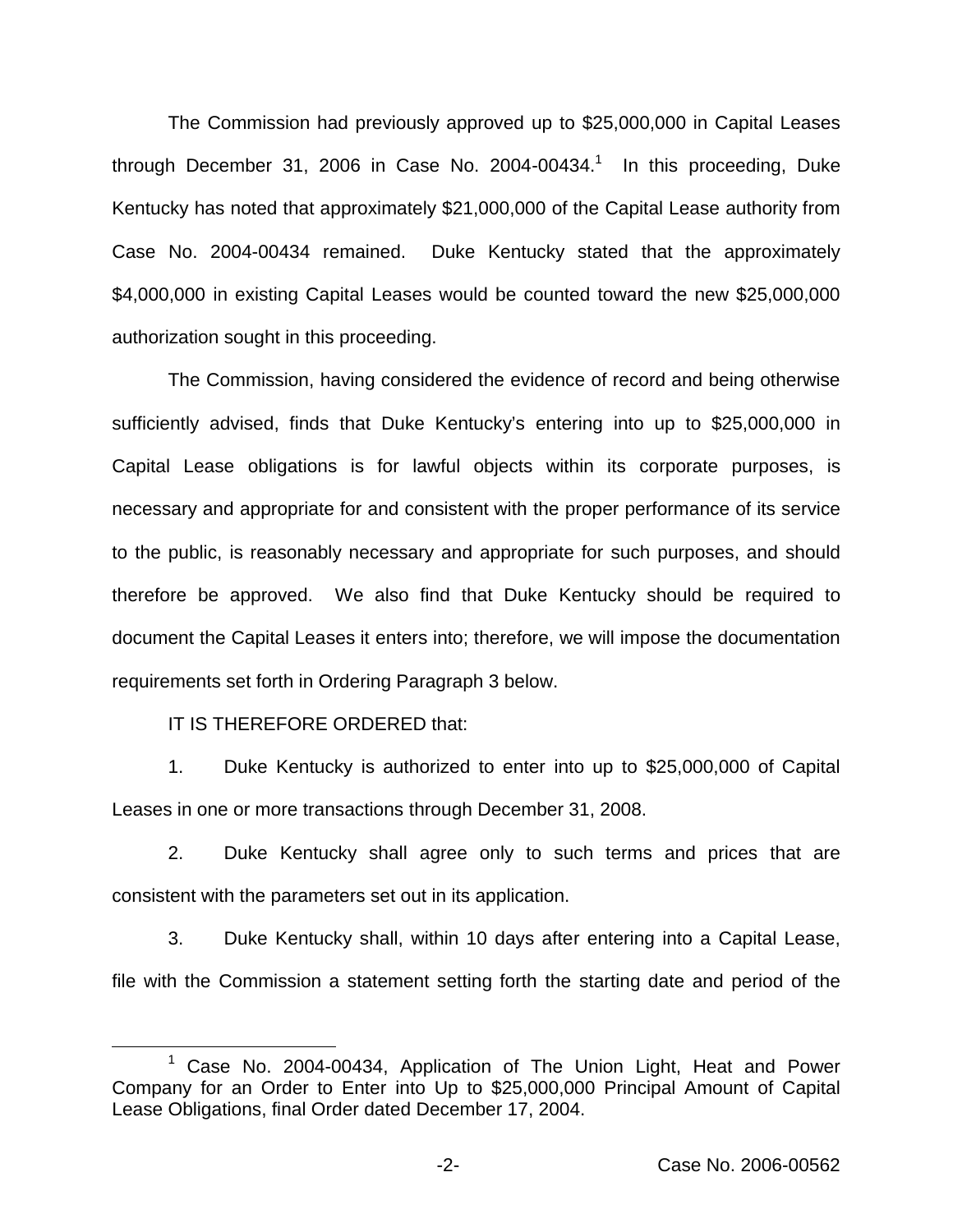The Commission had previously approved up to $25,000,000 in Capital Leases through December 31, 2006 in Case No. 2004-00434.[1] In this proceeding, Duke Kentucky has noted that approximately $21,000,000 of the Capital Lease authority from Case No. 2004-00434 remained. Duke Kentucky stated that the approximately $4,000,000 in existing Capital Leases would be counted toward the new $25,000,000 authorization sought in this proceeding.

The Commission, having considered the evidence of record and being otherwise sufficiently advised, finds that Duke Kentucky's entering into up to $25,000,000 in Capital Lease obligations is for lawful objects within its corporate purposes, is necessary and appropriate for and consistent with the proper performance of its service to the public, is reasonably necessary and appropriate for such purposes, and should therefore be approved. We also find that Duke Kentucky should be required to document the Capital Leases it enters into; therefore, we will impose the documentation requirements set forth in Ordering Paragraph 3 below.

IT IS THEREFORE ORDERED that:

1. Duke Kentucky is authorized to enter into up to $25,000,000 of Capital Leases in one or more transactions through December 31, 2008.

2. Duke Kentucky shall agree only to such terms and prices that are consistent with the parameters set out in its application.

3. Duke Kentucky shall, within 10 days after entering into a Capital Lease, file with the Commission a statement setting forth the starting date and period of the

---

[1] Case No. 2004-00434, Application of The Union Light, Heat and Power Company for an Order to Enter into Up to $25,000,000 Principal Amount of Capital Lease Obligations, final Order dated December 17, 2004.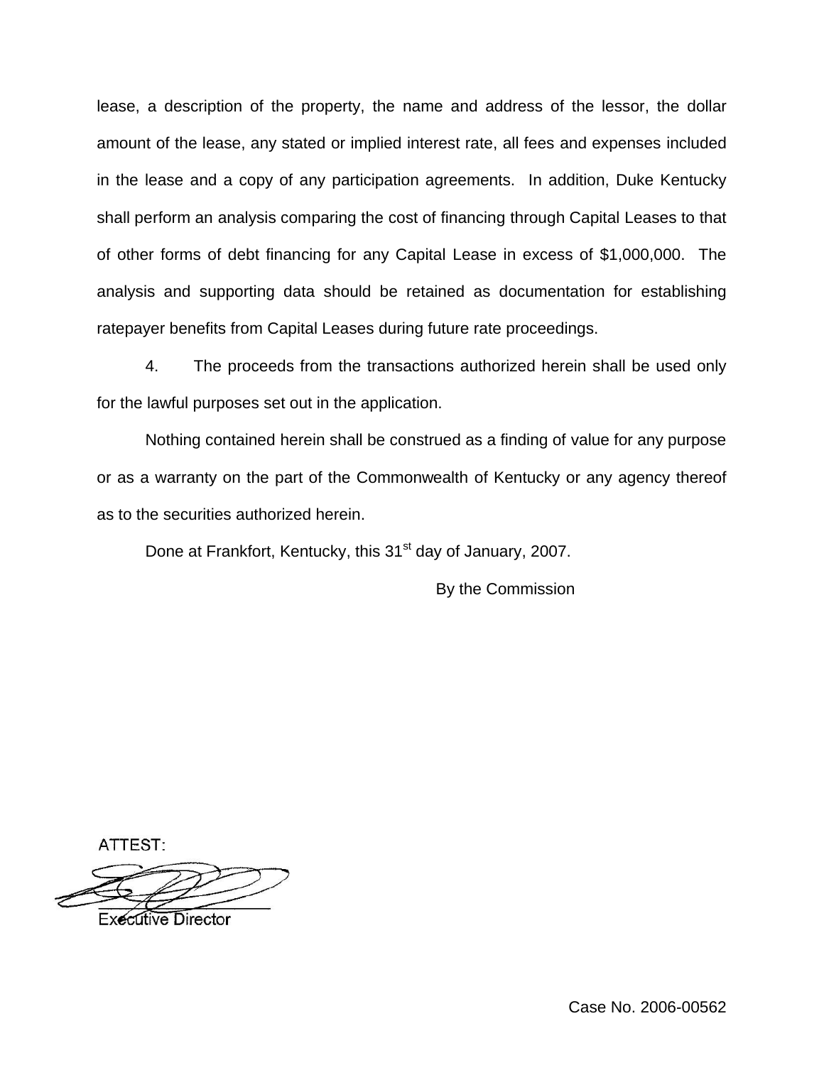lease, a description of the property, the name and address of the lessor, the dollar amount of the lease, any stated or implied interest rate, all fees and expenses included in the lease and a copy of any participation agreements. In addition, Duke Kentucky shall perform an analysis comparing the cost of financing through Capital Leases to that of other forms of debt financing for any Capital Lease in excess of $1,000,000. The analysis and supporting data should be retained as documentation for establishing ratepayer benefits from Capital Leases during future rate proceedings.

4. The proceeds from the transactions authorized herein shall be used only for the lawful purposes set out in the application.

Nothing contained herein shall be construed as a finding of value for any purpose or as a warranty on the part of the Commonwealth of Kentucky or any agency thereof as to the securities authorized herein.

Done at Frankfort, Kentucky, this 31st day of January, 2007.

By the Commission

ATTEST:

Executive Director

Case No. 2006-00562